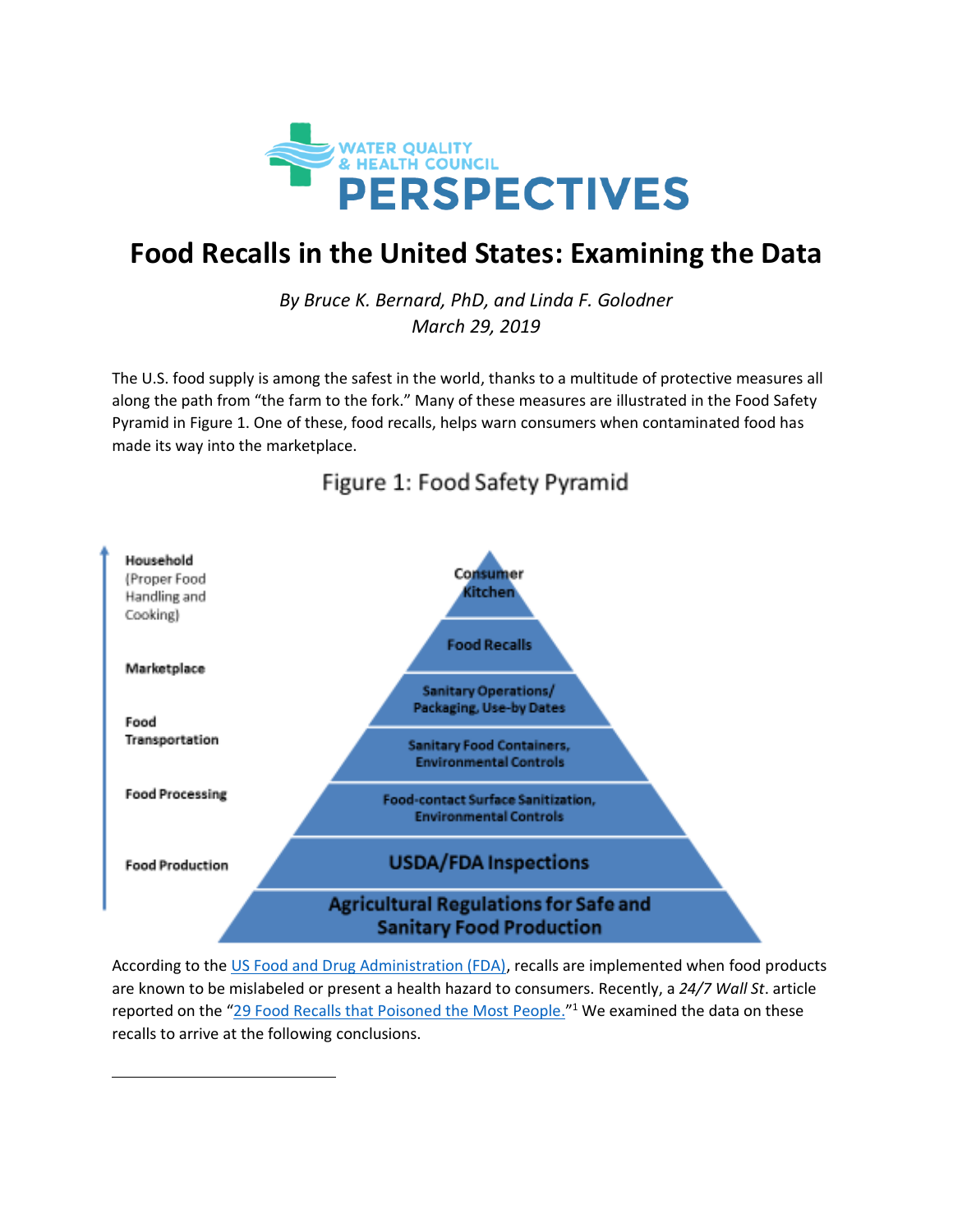WATER QUALITY & HEALTH COUNCIL

PERSPECTIVES

# Food Recalls in the United States: Examining the Data

*By Bruce K. Bernard, PhD, and Linda F. Golodner*
*March 29, 2019*

The U.S. food supply is among the safest in the world, thanks to a multitude of protective measures all along the path from "the farm to the fork." Many of these measures are illustrated in the Food Safety Pyramid in Figure 1. One of these, food recalls, helps warn consumers when contaminated food has made its way into the marketplace.

Figure 1: Food Safety Pyramid

| Stage | Pyramid Level |
| --- | --- |
| Household (Proper Food Handling and Cooking) | Consumer Kitchen |
| Marketplace | Food Recalls |
| | Sanitary Operations/ Packaging, Use-by Dates |
| Food Transportation | Sanitary Food Containers, Environmental Controls |
| Food Processing | Food-contact Surface Sanitization, Environmental Controls |
| Food Production | USDA/FDA Inspections |
| | Agricultural Regulations for Safe and Sanitary Food Production |

According to the US Food and Drug Administration (FDA), recalls are implemented when food products are known to be mislabeled or present a health hazard to consumers. Recently, a *24/7 Wall St*. article reported on the "29 Food Recalls that Poisoned the Most People."[1] We examined the data on these recalls to arrive at the following conclusions.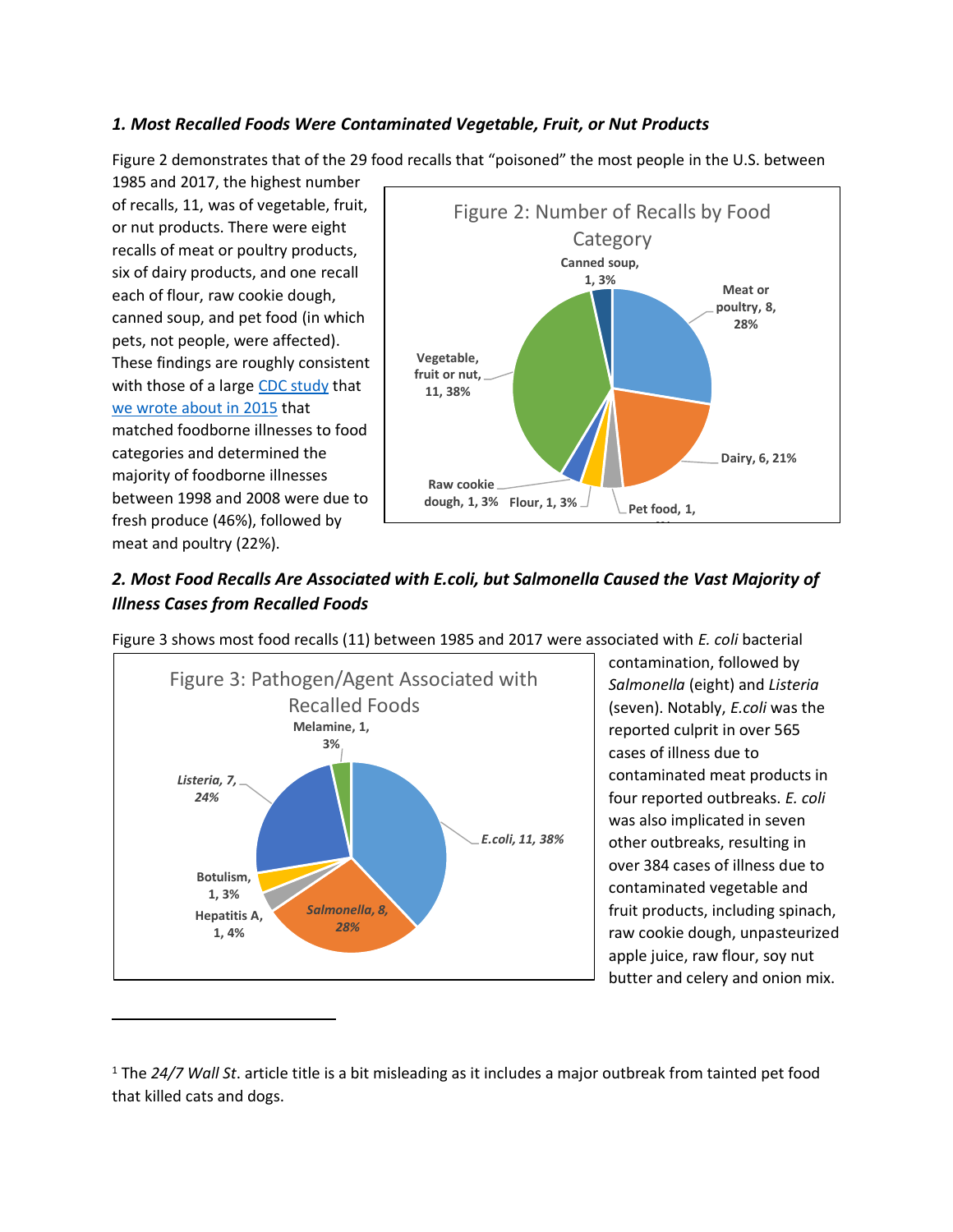### 1. *Most Recalled Foods Were Contaminated Vegetable, Fruit, or Nut Products*

Figure 2 demonstrates that of the 29 food recalls that "poisoned" the most people in the U.S. between 1985 and 2017, the highest number of recalls, 11, was of vegetable, fruit, or nut products. There were eight recalls of meat or poultry products, six of dairy products, and one recall each of flour, raw cookie dough, canned soup, and pet food (in which pets, not people, were affected). These findings are roughly consistent with those of a large CDC study that we wrote about in 2015 that matched foodborne illnesses to food categories and determined the majority of foodborne illnesses between 1998 and 2008 were due to fresh produce (46%), followed by meat and poultry (22%).

Figure 2: Number of Recalls by Food Category

- Canned soup, 1, 3%
- Meat or poultry, 8, 28%
- Dairy, 6, 21%
- Pet food, 1,
- Flour, 1, 3%
- Raw cookie dough, 1, 3%
- Vegetable, fruit or nut, 11, 38%

### 2. *Most Food Recalls Are Associated with E.coli, but Salmonella Caused the Vast Majority of Illness Cases from Recalled Foods*

Figure 3 shows most food recalls (11) between 1985 and 2017 were associated with *E. coli* bacterial contamination, followed by *Salmonella* (eight) and *Listeria* (seven). Notably, *E.coli* was the reported culprit in over 565 cases of illness due to contaminated meat products in four reported outbreaks. *E. coli* was also implicated in seven other outbreaks, resulting in over 384 cases of illness due to contaminated vegetable and fruit products, including spinach, raw cookie dough, unpasteurized apple juice, raw flour, soy nut butter and celery and onion mix.

Figure 3: Pathogen/Agent Associated with Recalled Foods

- Melamine, 1, 3%
- *E.coli, 11, 38%*
- *Salmonella, 8, 28%*
- Hepatitis A, 1, 4%
- Botulism, 1, 3%
- *Listeria, 7, 24%*

[1] The *24/7 Wall St*. article title is a bit misleading as it includes a major outbreak from tainted pet food that killed cats and dogs.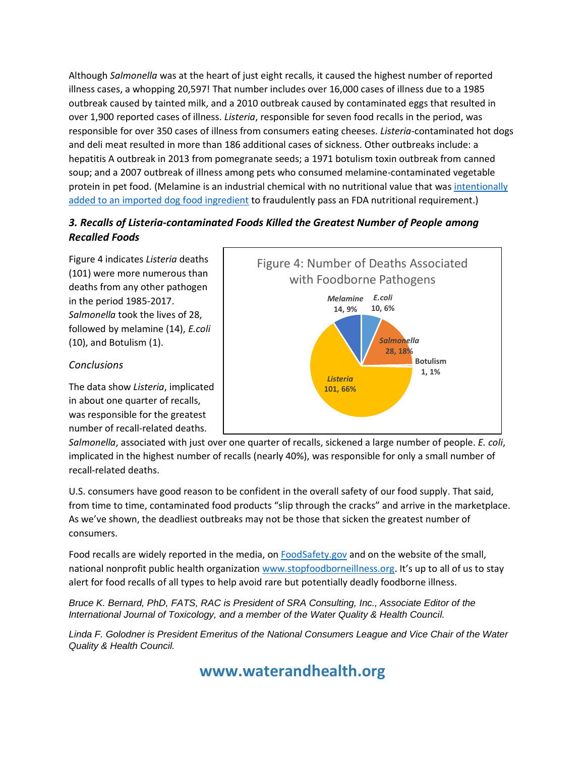Although *Salmonella* was at the heart of just eight recalls, it caused the highest number of reported illness cases, a whopping 20,597! That number includes over 16,000 cases of illness due to a 1985 outbreak caused by tainted milk, and a 2010 outbreak caused by contaminated eggs that resulted in over 1,900 reported cases of illness. *Listeria*, responsible for seven food recalls in the period, was responsible for over 350 cases of illness from consumers eating cheeses. *Listeria*-contaminated hot dogs and deli meat resulted in more than 186 additional cases of sickness. Other outbreaks include: a hepatitis A outbreak in 2013 from pomegranate seeds; a 1971 botulism toxin outbreak from canned soup; and a 2007 outbreak of illness among pets who consumed melamine-contaminated vegetable protein in pet food. (Melamine is an industrial chemical with no nutritional value that was [intentionally added to an imported dog food ingredient]() to fraudulently pass an FDA nutritional requirement.)

### *3. Recalls of Listeria-contaminated Foods Killed the Greatest Number of People among Recalled Foods*

Figure 4 indicates *Listeria* deaths (101) were more numerous than deaths from any other pathogen in the period 1985-2017. *Salmonella* took the lives of 28, followed by melamine (14), *E.coli* (10), and Botulism (1).

Figure 4: Number of Deaths Associated with Foodborne Pathogens

*Melamine* 14, 9%

*E.coli* 10, 6%

*Salmonella* 28, 18%

Botulism 1, 1%

*Listeria* 101, 66%

*Conclusions*

The data show *Listeria*, implicated in about one quarter of recalls, was responsible for the greatest number of recall-related deaths. *Salmonella*, associated with just over one quarter of recalls, sickened a large number of people. *E. coli*, implicated in the highest number of recalls (nearly 40%), was responsible for only a small number of recall-related deaths.

U.S. consumers have good reason to be confident in the overall safety of our food supply. That said, from time to time, contaminated food products "slip through the cracks" and arrive in the marketplace. As we've shown, the deadliest outbreaks may not be those that sicken the greatest number of consumers.

Food recalls are widely reported in the media, on [FoodSafety.gov]() and on the website of the small, national nonprofit public health organization [www.stopfoodborneillness.org](). It's up to all of us to stay alert for food recalls of all types to help avoid rare but potentially deadly foodborne illness.

*Bruce K. Bernard, PhD, FATS, RAC is President of SRA Consulting, Inc., Associate Editor of the International Journal of Toxicology, and a member of the Water Quality & Health Council.*

*Linda F. Golodner is President Emeritus of the National Consumers League and Vice Chair of the Water Quality & Health Council.*

**www.waterandhealth.org**